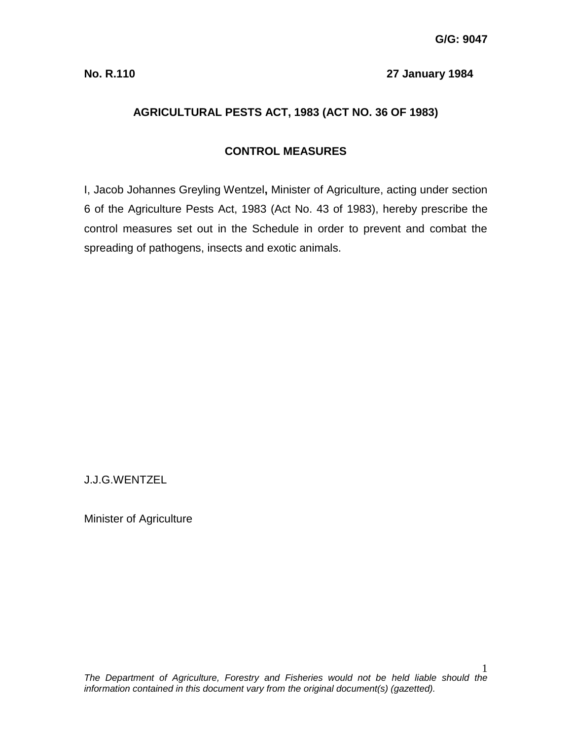**G/G: 9047**

**No. R.110** **27 January 1984**

## AGRICULTURAL PESTS ACT, 1983 (ACT NO. 36 OF 1983)

## CONTROL MEASURES

I, Jacob Johannes Greyling Wentzel**,** Minister of Agriculture, acting under section 6 of the Agriculture Pests Act, 1983 (Act No. 43 of 1983), hereby prescribe the control measures set out in the Schedule in order to prevent and combat the spreading of pathogens, insects and exotic animals.

J.J.G.WENTZEL

Minister of Agriculture

*The Department of Agriculture, Forestry and Fisheries would not be held liable should the information contained in this document vary from the original document(s) (gazetted).*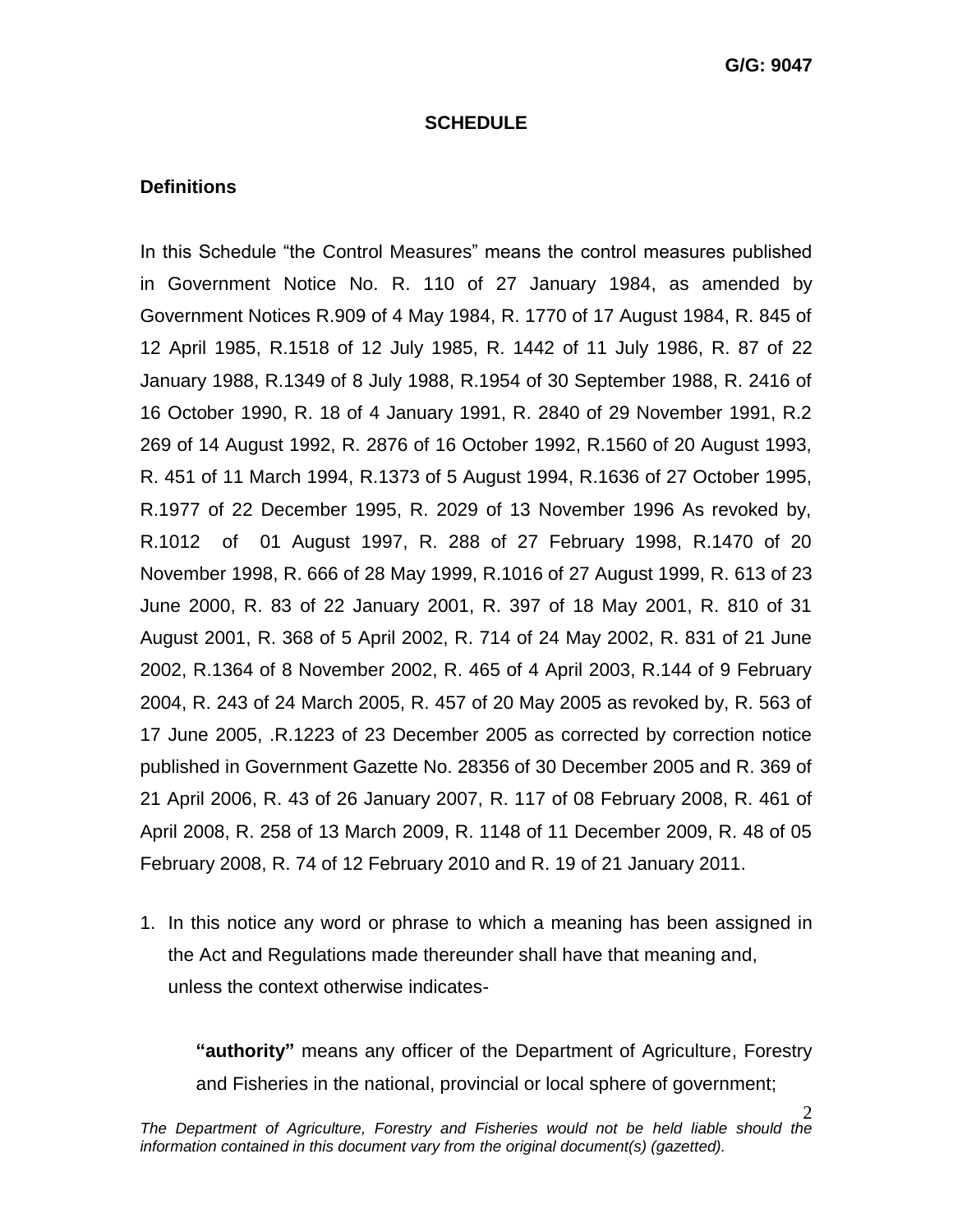G/G: 9047

## SCHEDULE

### Definitions

In this Schedule "the Control Measures" means the control measures published in Government Notice No. R. 110 of 27 January 1984, as amended by Government Notices R.909 of 4 May 1984, R. 1770 of 17 August 1984, R. 845 of 12 April 1985, R.1518 of 12 July 1985, R. 1442 of 11 July 1986, R. 87 of 22 January 1988, R.1349 of 8 July 1988, R.1954 of 30 September 1988, R. 2416 of 16 October 1990, R. 18 of 4 January 1991, R. 2840 of 29 November 1991, R.2 269 of 14 August 1992, R. 2876 of 16 October 1992, R.1560 of 20 August 1993, R. 451 of 11 March 1994, R.1373 of 5 August 1994, R.1636 of 27 October 1995, R.1977 of 22 December 1995, R. 2029 of 13 November 1996 As revoked by, R.1012 of 01 August 1997, R. 288 of 27 February 1998, R.1470 of 20 November 1998, R. 666 of 28 May 1999, R.1016 of 27 August 1999, R. 613 of 23 June 2000, R. 83 of 22 January 2001, R. 397 of 18 May 2001, R. 810 of 31 August 2001, R. 368 of 5 April 2002, R. 714 of 24 May 2002, R. 831 of 21 June 2002, R.1364 of 8 November 2002, R. 465 of 4 April 2003, R.144 of 9 February 2004, R. 243 of 24 March 2005, R. 457 of 20 May 2005 as revoked by, R. 563 of 17 June 2005, .R.1223 of 23 December 2005 as corrected by correction notice published in Government Gazette No. 28356 of 30 December 2005 and R. 369 of 21 April 2006, R. 43 of 26 January 2007, R. 117 of 08 February 2008, R. 461 of April 2008, R. 258 of 13 March 2009, R. 1148 of 11 December 2009, R. 48 of 05 February 2008, R. 74 of 12 February 2010 and R. 19 of 21 January 2011.

1. In this notice any word or phrase to which a meaning has been assigned in the Act and Regulations made thereunder shall have that meaning and, unless the context otherwise indicates-

   **"authority"** means any officer of the Department of Agriculture, Forestry and Fisheries in the national, provincial or local sphere of government;

*The Department of Agriculture, Forestry and Fisheries would not be held liable should the information contained in this document vary from the original document(s) (gazetted).*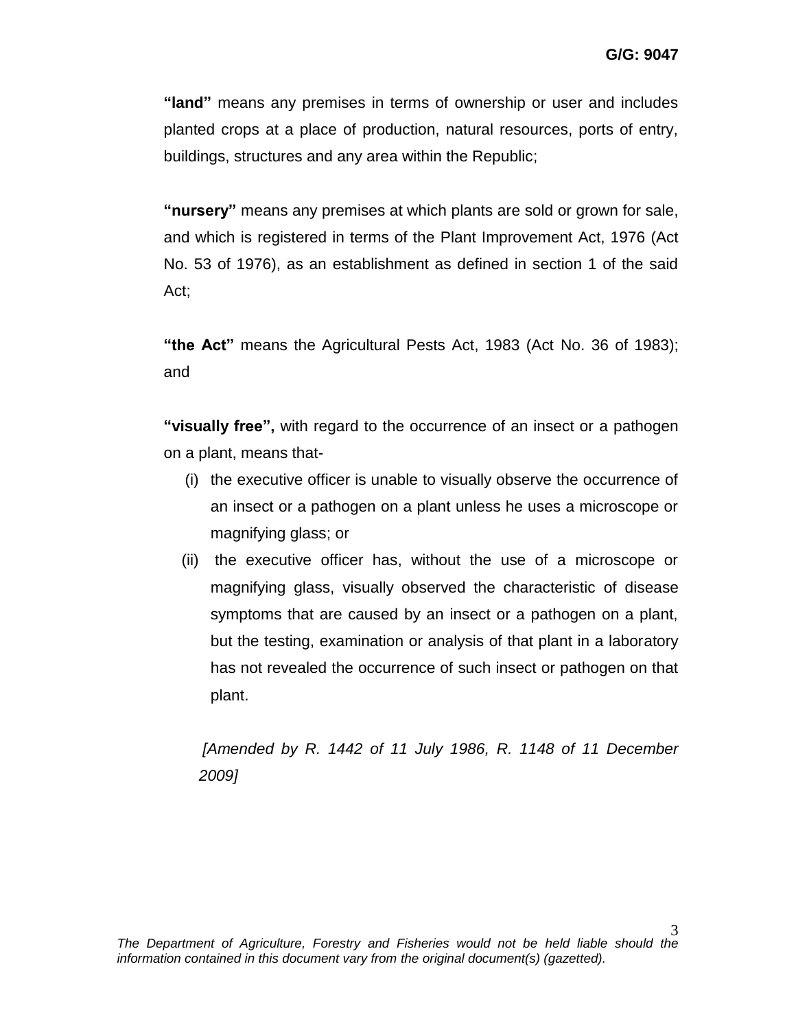**"land"** means any premises in terms of ownership or user and includes planted crops at a place of production, natural resources, ports of entry, buildings, structures and any area within the Republic;

**"nursery"** means any premises at which plants are sold or grown for sale, and which is registered in terms of the Plant Improvement Act, 1976 (Act No. 53 of 1976), as an establishment as defined in section 1 of the said Act;

**"the Act"** means the Agricultural Pests Act, 1983 (Act No. 36 of 1983); and

**"visually free",** with regard to the occurrence of an insect or a pathogen on a plant, means that-

(i) the executive officer is unable to visually observe the occurrence of an insect or a pathogen on a plant unless he uses a microscope or magnifying glass; or

(ii) the executive officer has, without the use of a microscope or magnifying glass, visually observed the characteristic of disease symptoms that are caused by an insect or a pathogen on a plant, but the testing, examination or analysis of that plant in a laboratory has not revealed the occurrence of such insect or pathogen on that plant.

*[Amended by R. 1442 of 11 July 1986, R. 1148 of 11 December 2009]*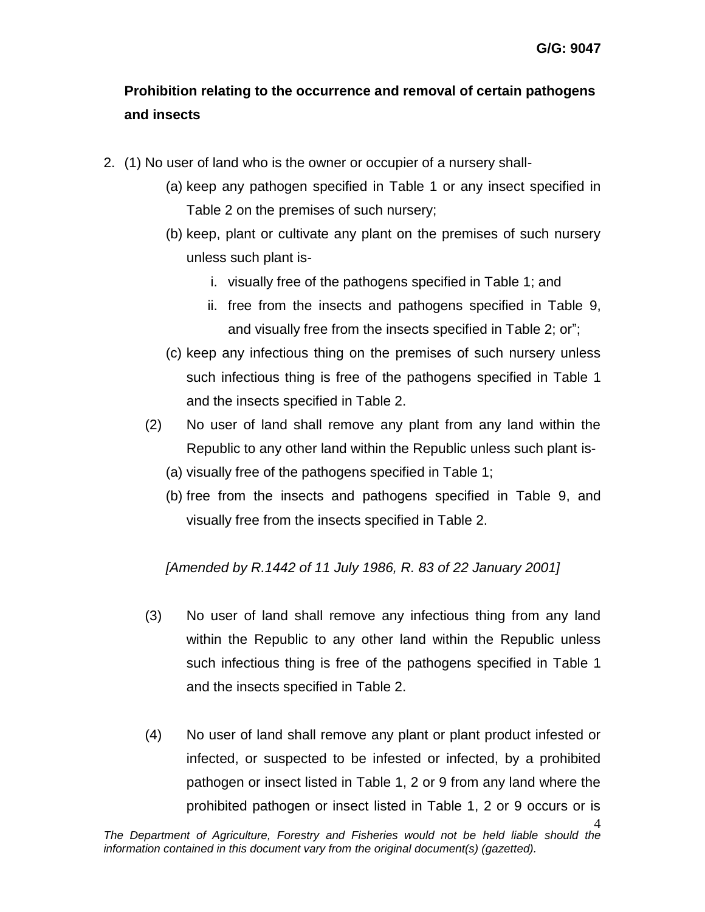**Prohibition relating to the occurrence and removal of certain pathogens and insects**

2. (1) No user of land who is the owner or occupier of a nursery shall-
   - (a) keep any pathogen specified in Table 1 or any insect specified in Table 2 on the premises of such nursery;
   - (b) keep, plant or cultivate any plant on the premises of such nursery unless such plant is-
     - i. visually free of the pathogens specified in Table 1; and
     - ii. free from the insects and pathogens specified in Table 9, and visually free from the insects specified in Table 2; or";
   - (c) keep any infectious thing on the premises of such nursery unless such infectious thing is free of the pathogens specified in Table 1 and the insects specified in Table 2.

   (2) No user of land shall remove any plant from any land within the Republic to any other land within the Republic unless such plant is-
   - (a) visually free of the pathogens specified in Table 1;
   - (b) free from the insects and pathogens specified in Table 9, and visually free from the insects specified in Table 2.

   *[Amended by R.1442 of 11 July 1986, R. 83 of 22 January 2001]*

   (3) No user of land shall remove any infectious thing from any land within the Republic to any other land within the Republic unless such infectious thing is free of the pathogens specified in Table 1 and the insects specified in Table 2.

   (4) No user of land shall remove any plant or plant product infested or infected, or suspected to be infested or infected, by a prohibited pathogen or insect listed in Table 1, 2 or 9 from any land where the prohibited pathogen or insect listed in Table 1, 2 or 9 occurs or is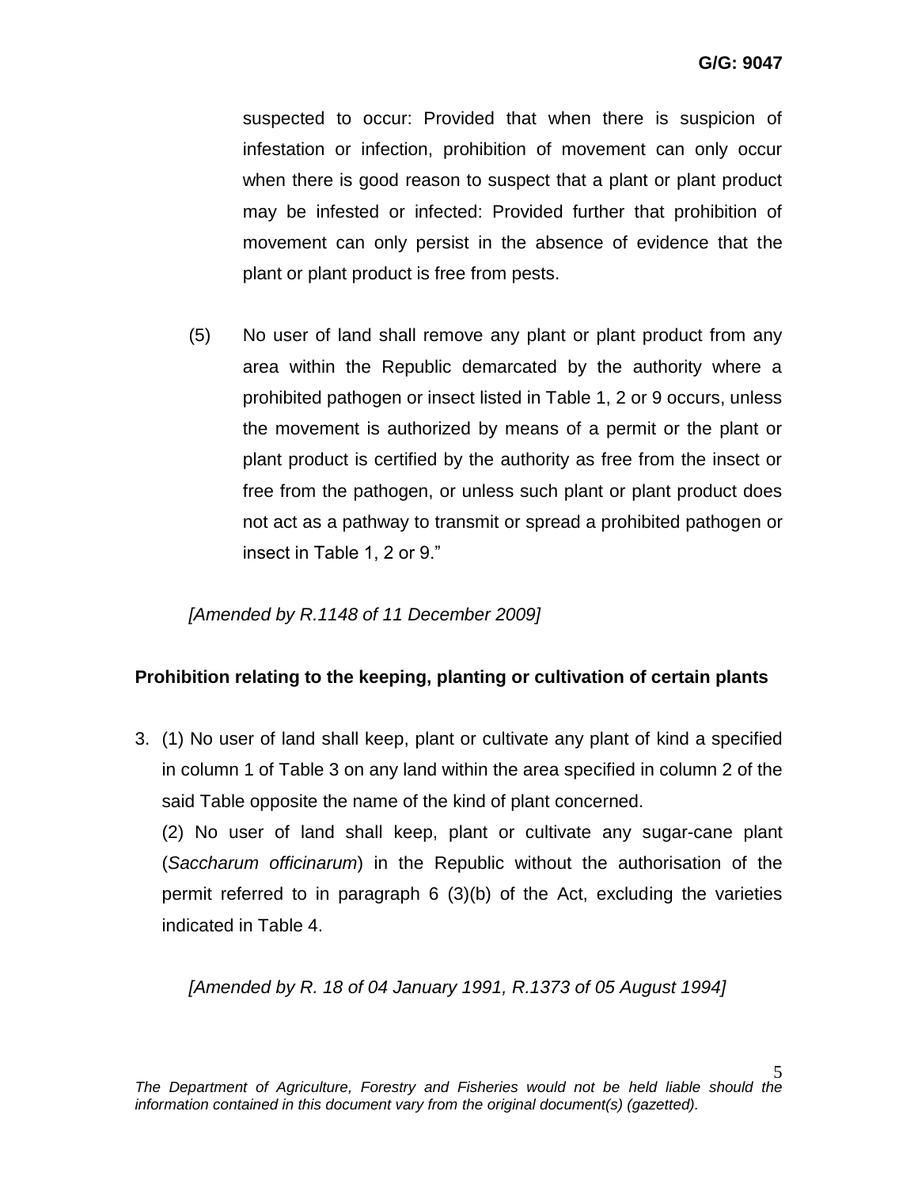suspected to occur: Provided that when there is suspicion of infestation or infection, prohibition of movement can only occur when there is good reason to suspect that a plant or plant product may be infested or infected: Provided further that prohibition of movement can only persist in the absence of evidence that the plant or plant product is free from pests.

(5) No user of land shall remove any plant or plant product from any area within the Republic demarcated by the authority where a prohibited pathogen or insect listed in Table 1, 2 or 9 occurs, unless the movement is authorized by means of a permit or the plant or plant product is certified by the authority as free from the insect or free from the pathogen, or unless such plant or plant product does not act as a pathway to transmit or spread a prohibited pathogen or insect in Table 1, 2 or 9."

*[Amended by R.1148 of 11 December 2009]*

**Prohibition relating to the keeping, planting or cultivation of certain plants**

3. (1) No user of land shall keep, plant or cultivate any plant of kind a specified in column 1 of Table 3 on any land within the area specified in column 2 of the said Table opposite the name of the kind of plant concerned.

(2) No user of land shall keep, plant or cultivate any sugar-cane plant (*Saccharum officinarum*) in the Republic without the authorisation of the permit referred to in paragraph 6 (3)(b) of the Act, excluding the varieties indicated in Table 4.

*[Amended by R. 18 of 04 January 1991, R.1373 of 05 August 1994]*

*The Department of Agriculture, Forestry and Fisheries would not be held liable should the information contained in this document vary from the original document(s) (gazetted).*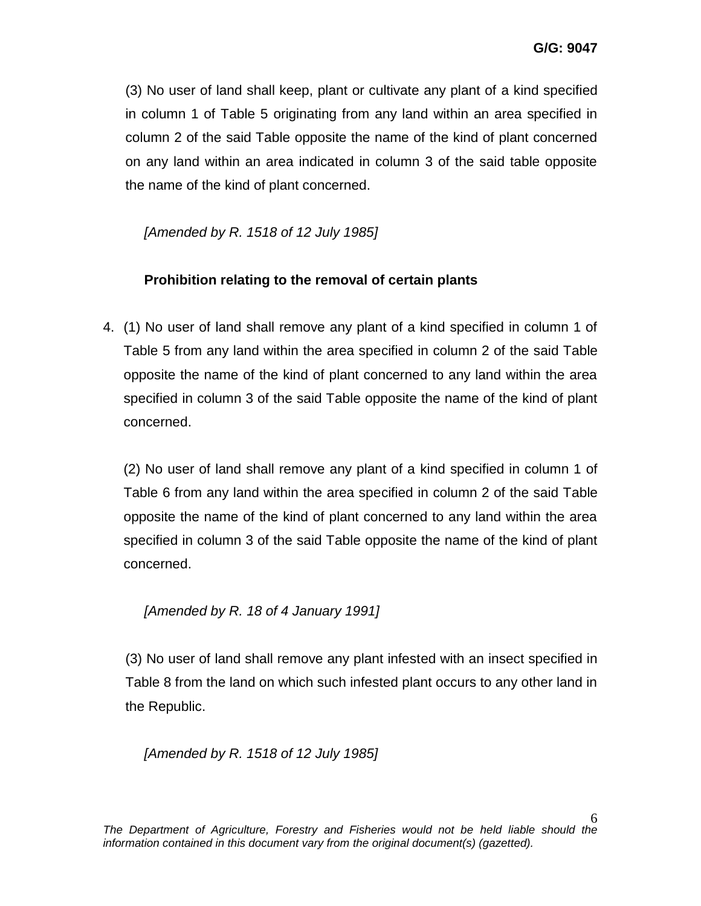(3) No user of land shall keep, plant or cultivate any plant of a kind specified in column 1 of Table 5 originating from any land within an area specified in column 2 of the said Table opposite the name of the kind of plant concerned on any land within an area indicated in column 3 of the said table opposite the name of the kind of plant concerned.

*[Amended by R. 1518 of 12 July 1985]*

**Prohibition relating to the removal of certain plants**

4. (1) No user of land shall remove any plant of a kind specified in column 1 of Table 5 from any land within the area specified in column 2 of the said Table opposite the name of the kind of plant concerned to any land within the area specified in column 3 of the said Table opposite the name of the kind of plant concerned.

(2) No user of land shall remove any plant of a kind specified in column 1 of Table 6 from any land within the area specified in column 2 of the said Table opposite the name of the kind of plant concerned to any land within the area specified in column 3 of the said Table opposite the name of the kind of plant concerned.

*[Amended by R. 18 of 4 January 1991]*

(3) No user of land shall remove any plant infested with an insect specified in Table 8 from the land on which such infested plant occurs to any other land in the Republic.

*[Amended by R. 1518 of 12 July 1985]*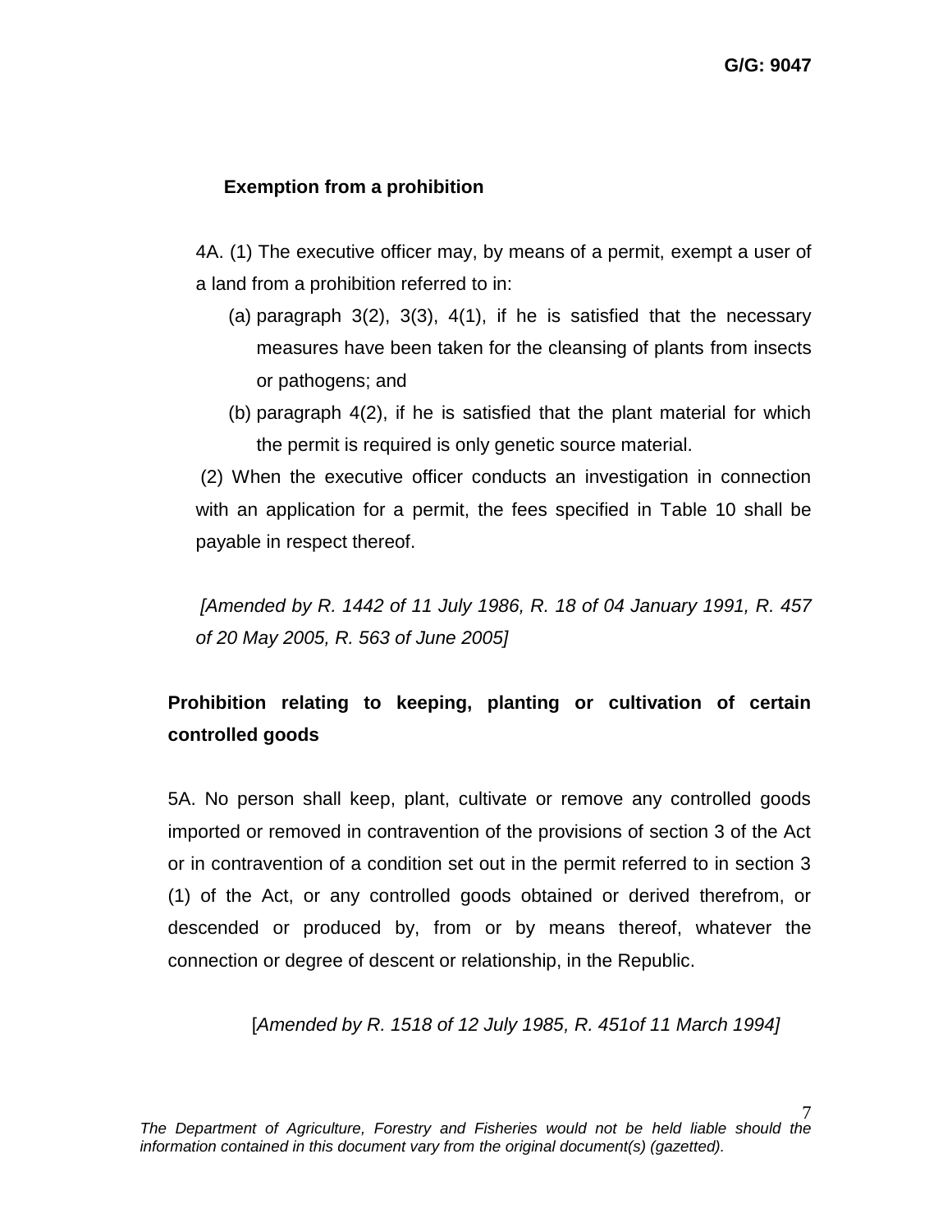**Exemption from a prohibition**

4A. (1) The executive officer may, by means of a permit, exempt a user of a land from a prohibition referred to in:

(a) paragraph 3(2), 3(3), 4(1), if he is satisfied that the necessary measures have been taken for the cleansing of plants from insects or pathogens; and

(b) paragraph 4(2), if he is satisfied that the plant material for which the permit is required is only genetic source material.

(2) When the executive officer conducts an investigation in connection with an application for a permit, the fees specified in Table 10 shall be payable in respect thereof.

*[Amended by R. 1442 of 11 July 1986, R. 18 of 04 January 1991, R. 457 of 20 May 2005, R. 563 of June 2005]*

**Prohibition relating to keeping, planting or cultivation of certain controlled goods**

5A. No person shall keep, plant, cultivate or remove any controlled goods imported or removed in contravention of the provisions of section 3 of the Act or in contravention of a condition set out in the permit referred to in section 3 (1) of the Act, or any controlled goods obtained or derived therefrom, or descended or produced by, from or by means thereof, whatever the connection or degree of descent or relationship, in the Republic.

[*Amended by R. 1518 of 12 July 1985, R. 451of 11 March 1994]*

*The Department of Agriculture, Forestry and Fisheries would not be held liable should the information contained in this document vary from the original document(s) (gazetted).*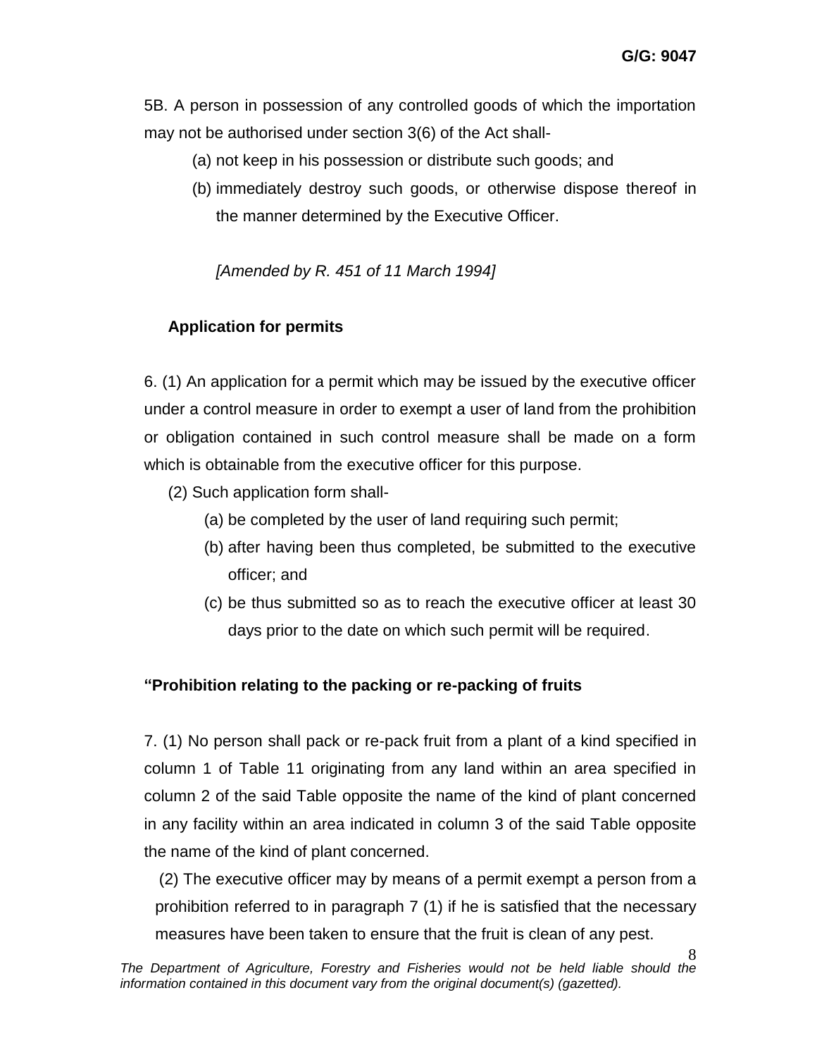5B. A person in possession of any controlled goods of which the importation may not be authorised under section 3(6) of the Act shall-

(a) not keep in his possession or distribute such goods; and

(b) immediately destroy such goods, or otherwise dispose thereof in the manner determined by the Executive Officer.

*[Amended by R. 451 of 11 March 1994]*

**Application for permits**

6. (1) An application for a permit which may be issued by the executive officer under a control measure in order to exempt a user of land from the prohibition or obligation contained in such control measure shall be made on a form which is obtainable from the executive officer for this purpose.

(2) Such application form shall-

(a) be completed by the user of land requiring such permit;

(b) after having been thus completed, be submitted to the executive officer; and

(c) be thus submitted so as to reach the executive officer at least 30 days prior to the date on which such permit will be required.

**"Prohibition relating to the packing or re-packing of fruits**

7. (1) No person shall pack or re-pack fruit from a plant of a kind specified in column 1 of Table 11 originating from any land within an area specified in column 2 of the said Table opposite the name of the kind of plant concerned in any facility within an area indicated in column 3 of the said Table opposite the name of the kind of plant concerned.

(2) The executive officer may by means of a permit exempt a person from a prohibition referred to in paragraph 7 (1) if he is satisfied that the necessary measures have been taken to ensure that the fruit is clean of any pest.

*The Department of Agriculture, Forestry and Fisheries would not be held liable should the information contained in this document vary from the original document(s) (gazetted).*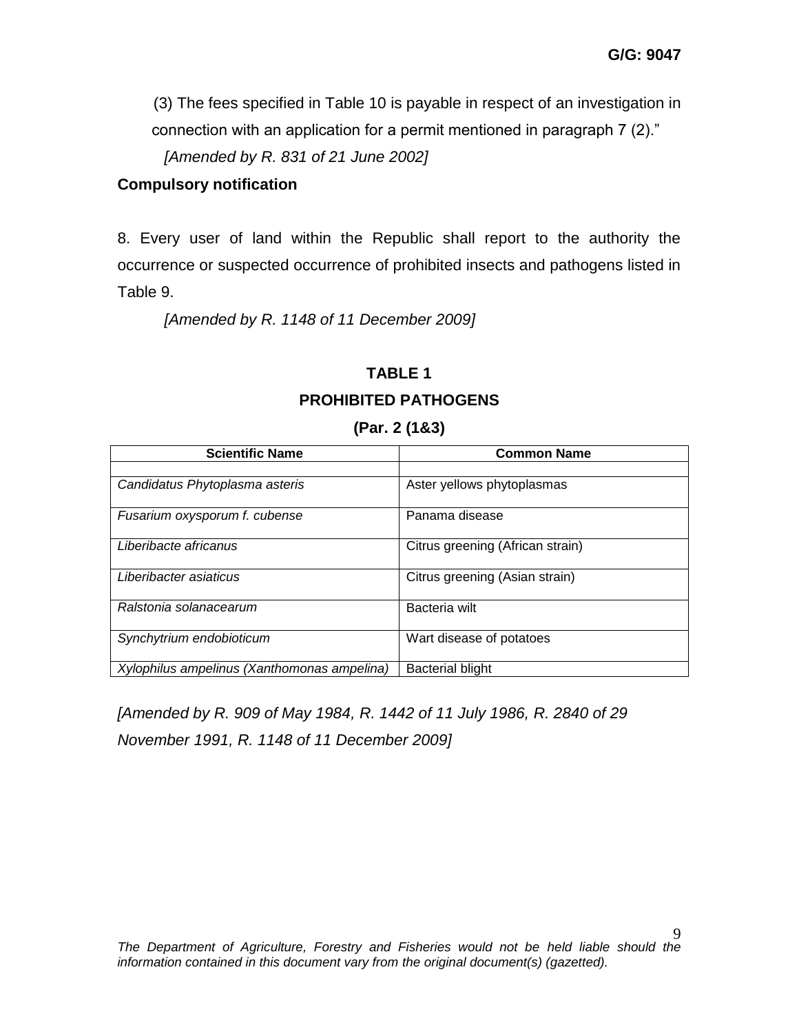(3) The fees specified in Table 10 is payable in respect of an investigation in connection with an application for a permit mentioned in paragraph 7 (2)."

*[Amended by R. 831 of 21 June 2002]*

**Compulsory notification**

8. Every user of land within the Republic shall report to the authority the occurrence or suspected occurrence of prohibited insects and pathogens listed in Table 9.

*[Amended by R. 1148 of 11 December 2009]*

## TABLE 1

## PROHIBITED PATHOGENS

**(Par. 2 (1&3)**

| Scientific Name | Common Name |
|---|---|
| | |
| *Candidatus Phytoplasma asteris* | Aster yellows phytoplasmas |
| *Fusarium oxysporum f. cubense* | Panama disease |
| *Liberibacte africanus* | Citrus greening (African strain) |
| *Liberibacter asiaticus* | Citrus greening (Asian strain) |
| *Ralstonia solanacearum* | Bacteria wilt |
| *Synchytrium endobioticum* | Wart disease of potatoes |
| *Xylophilus ampelinus (Xanthomonas ampelina)* | Bacterial blight |

*[Amended by R. 909 of May 1984, R. 1442 of 11 July 1986, R. 2840 of 29 November 1991, R. 1148 of 11 December 2009]*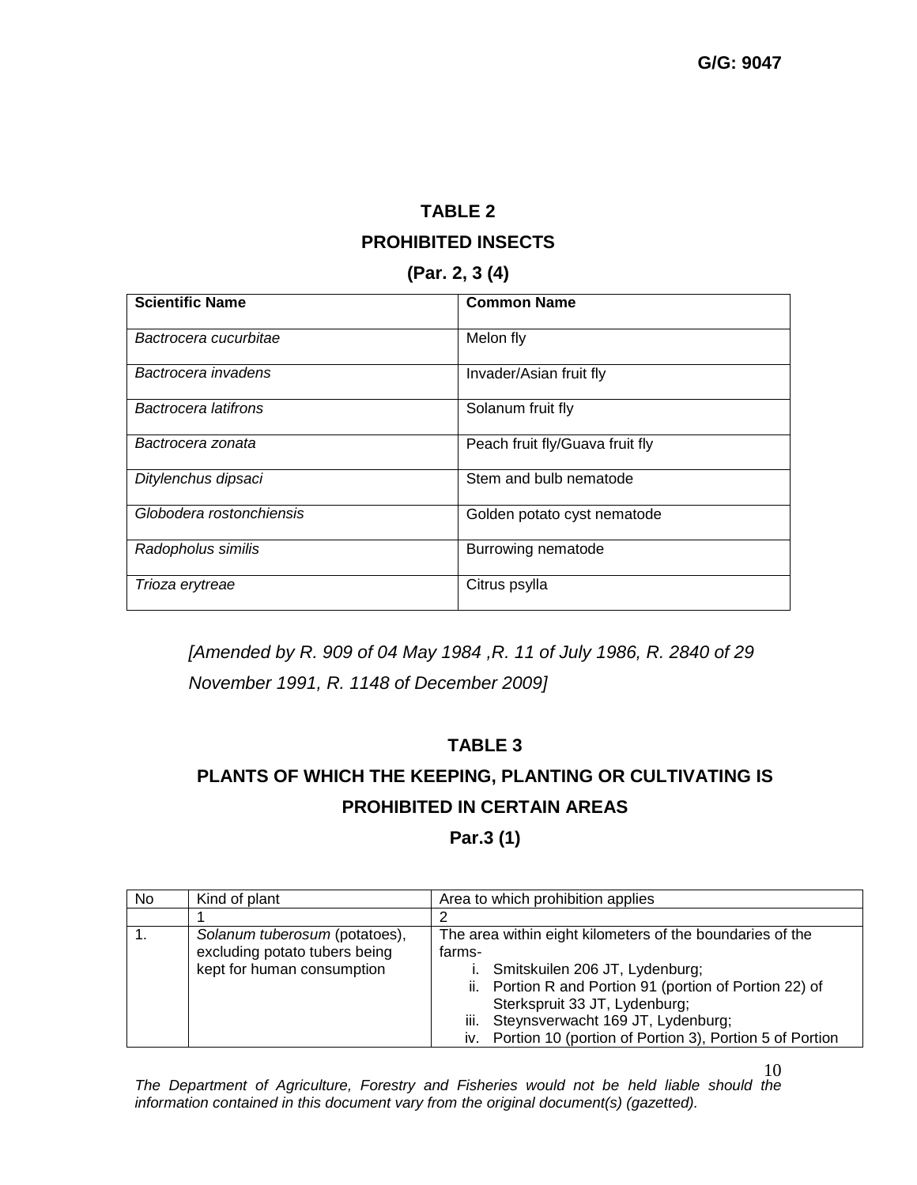## TABLE 2

## PROHIBITED INSECTS

### (Par. 2, 3 (4)

| Scientific Name | Common Name |
|---|---|
| *Bactrocera cucurbitae* | Melon fly |
| *Bactrocera invadens* | Invader/Asian fruit fly |
| *Bactrocera latifrons* | Solanum fruit fly |
| *Bactrocera zonata* | Peach fruit fly/Guava fruit fly |
| *Ditylenchus dipsaci* | Stem and bulb nematode |
| *Globodera rostonchiensis* | Golden potato cyst nematode |
| *Radopholus similis* | Burrowing nematode |
| *Trioza erytreae* | Citrus psylla |

*[Amended by R. 909 of 04 May 1984 ,R. 11 of July 1986, R. 2840 of 29 November 1991, R. 1148 of December 2009]*

## TABLE 3

## PLANTS OF WHICH THE KEEPING, PLANTING OR CULTIVATING IS PROHIBITED IN CERTAIN AREAS

### Par.3 (1)

| No | Kind of plant | Area to which prohibition applies |
|---|---|---|
| | 1 | 2 |
| 1. | *Solanum tuberosum* (potatoes), excluding potato tubers being kept for human consumption | The area within eight kilometers of the boundaries of the farms-<br>i. Smitskuilen 206 JT, Lydenburg;<br>ii. Portion R and Portion 91 (portion of Portion 22) of Sterkspruit 33 JT, Lydenburg;<br>iii. Steynsverwacht 169 JT, Lydenburg;<br>iv. Portion 10 (portion of Portion 3), Portion 5 of Portion |

*The Department of Agriculture, Forestry and Fisheries would not be held liable should the information contained in this document vary from the original document(s) (gazetted).*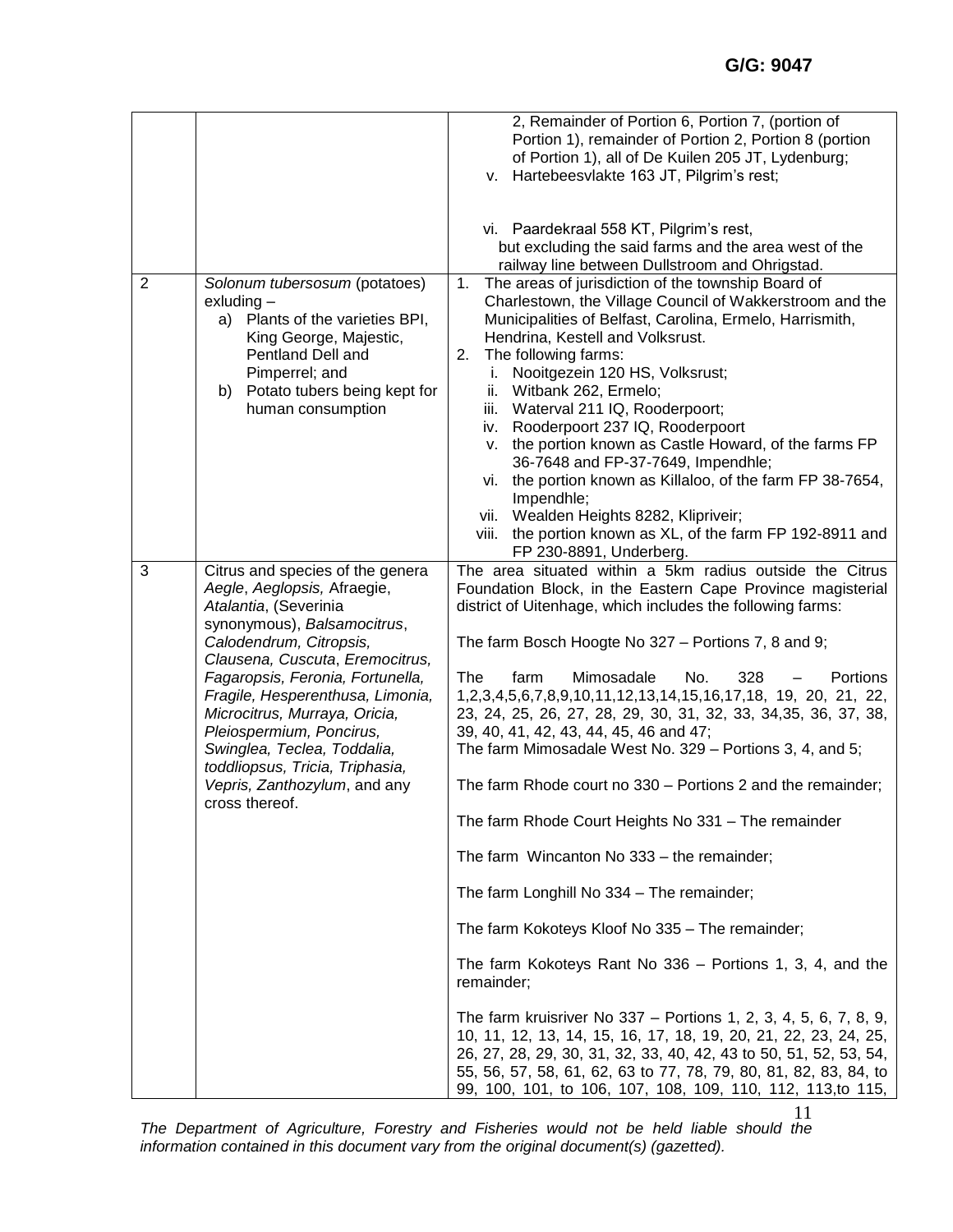| | | |
|---|---|---|
| | | 2, Remainder of Portion 6, Portion 7, (portion of Portion 1), remainder of Portion 2, Portion 8 (portion of Portion 1), all of De Kuilen 205 JT, Lydenburg;<br>v. Hartebeesvlakte 163 JT, Pilgrim's rest;<br><br>vi. Paardekraal 558 KT, Pilgrim's rest, but excluding the said farms and the area west of the railway line between Dullstroom and Ohrigstad. |
| 2 | *Solonum tubersosum* (potatoes) exluding –<br>a) Plants of the varieties BPI, King George, Majestic, Pentland Dell and Pimperrel; and<br>b) Potato tubers being kept for human consumption | 1. The areas of jurisdiction of the township Board of Charlestown, the Village Council of Wakkerstroom and the Municipalities of Belfast, Carolina, Ermelo, Harrismith, Hendrina, Kestell and Volksrust.<br>2. The following farms:<br>i. Nooitgezein 120 HS, Volksrust;<br>ii. Witbank 262, Ermelo;<br>iii. Waterval 211 IQ, Rooderpoort;<br>iv. Rooderpoort 237 IQ, Rooderpoort<br>v. the portion known as Castle Howard, of the farms FP 36-7648 and FP-37-7649, Impendhle;<br>vi. the portion known as Killaloo, of the farm FP 38-7654, Impendhle;<br>vii. Wealden Heights 8282, Klipriveir;<br>viii. the portion known as XL, of the farm FP 192-8911 and FP 230-8891, Underberg. |
| 3 | Citrus and species of the genera *Aegle*, *Aeglopsis,* Afraegie, *Atalantia*, (Severinia synonymous), *Balsamocitrus*, *Calodendrum, Citropsis, Clausena, Cuscuta*, *Eremocitrus, Fagaropsis, Feronia, Fortunella, Fragile, Hesperenthusa, Limonia, Microcitrus, Murraya, Oricia, Pleiospermium, Poncirus, Swinglea, Teclea, Toddalia, toddliopsus, Tricia, Triphasia, Vepris, Zanthozylum*, and any cross thereof. | The area situated within a 5km radius outside the Citrus Foundation Block, in the Eastern Cape Province magisterial district of Uitenhage, which includes the following farms:<br><br>The farm Bosch Hoogte No 327 – Portions 7, 8 and 9;<br><br>The farm Mimosadale No. 328 – Portions 1,2,3,4,5,6,7,8,9,10,11,12,13,14,15,16,17,18, 19, 20, 21, 22, 23, 24, 25, 26, 27, 28, 29, 30, 31, 32, 33, 34,35, 36, 37, 38, 39, 40, 41, 42, 43, 44, 45, 46 and 47;<br>The farm Mimosadale West No. 329 – Portions 3, 4, and 5;<br><br>The farm Rhode court no 330 – Portions 2 and the remainder;<br><br>The farm Rhode Court Heights No 331 – The remainder<br><br>The farm Wincanton No 333 – the remainder;<br><br>The farm Longhill No 334 – The remainder;<br><br>The farm Kokoteys Kloof No 335 – The remainder;<br><br>The farm Kokoteys Rant No 336 – Portions 1, 3, 4, and the remainder;<br><br>The farm kruisriver No 337 – Portions 1, 2, 3, 4, 5, 6, 7, 8, 9, 10, 11, 12, 13, 14, 15, 16, 17, 18, 19, 20, 21, 22, 23, 24, 25, 26, 27, 28, 29, 30, 31, 32, 33, 40, 42, 43 to 50, 51, 52, 53, 54, 55, 56, 57, 58, 61, 62, 63 to 77, 78, 79, 80, 81, 82, 83, 84, to 99, 100, 101, to 106, 107, 108, 109, 110, 112, 113,to 115, |

*The Department of Agriculture, Forestry and Fisheries would not be held liable should the information contained in this document vary from the original document(s) (gazetted).*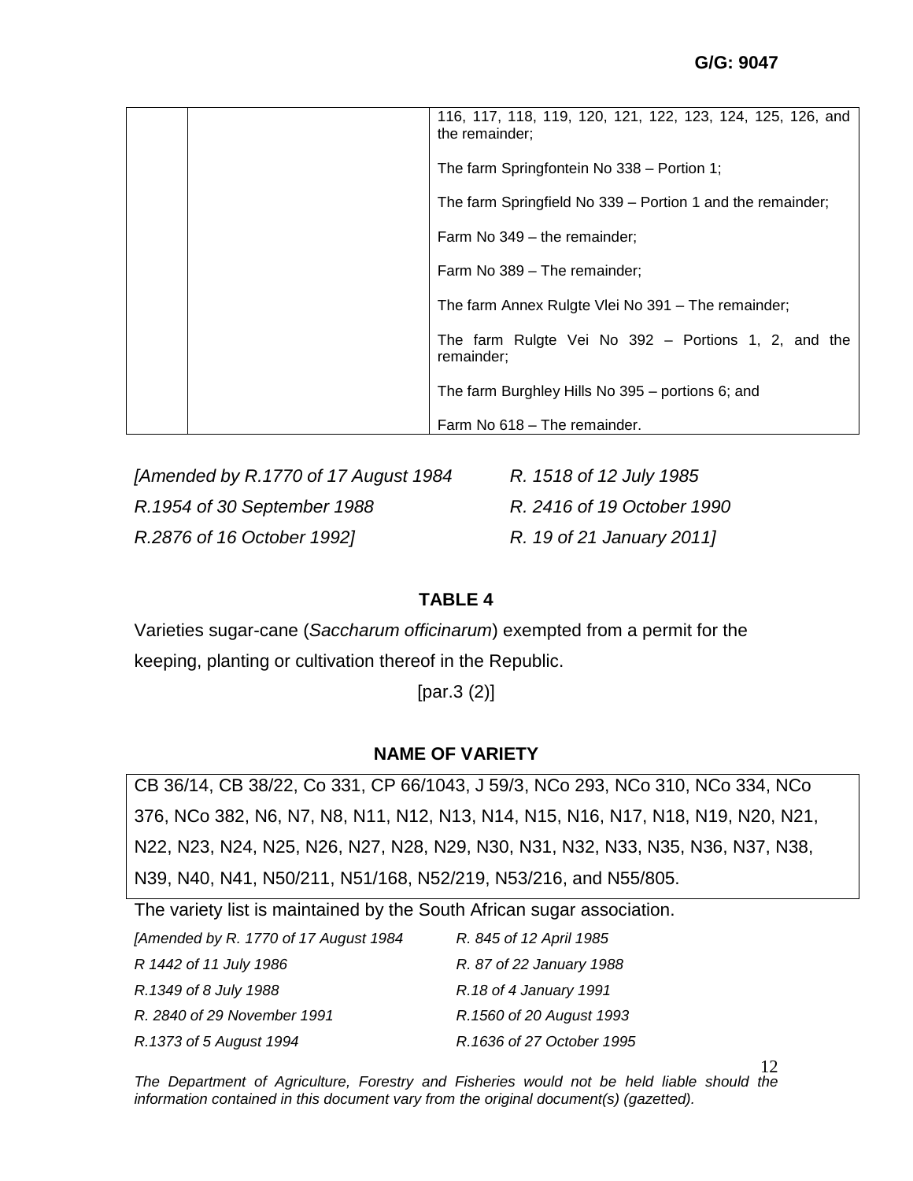| | | 116, 117, 118, 119, 120, 121, 122, 123, 124, 125, 126, and the remainder;<br><br>The farm Springfontein No 338 – Portion 1;<br><br>The farm Springfield No 339 – Portion 1 and the remainder;<br><br>Farm No 349 – the remainder;<br><br>Farm No 389 – The remainder;<br><br>The farm Annex Rulgte Vlei No 391 – The remainder;<br><br>The farm Rulgte Vei No 392 – Portions 1, 2, and the remainder;<br><br>The farm Burghley Hills No 395 – portions 6; and<br><br>Farm No 618 – The remainder. |
|---|---|---|

*[Amended by R.1770 of 17 August 1984* *R. 1518 of 12 July 1985*
*R.1954 of 30 September 1988* *R. 2416 of 19 October 1990*
*R.2876 of 16 October 1992]* *R. 19 of 21 January 2011]*

**TABLE 4**

Varieties sugar-cane (*Saccharum officinarum*) exempted from a permit for the keeping, planting or cultivation thereof in the Republic.

[par.3 (2)]

**NAME OF VARIETY**

| CB 36/14, CB 38/22, Co 331, CP 66/1043, J 59/3, NCo 293, NCo 310, NCo 334, NCo 376, NCo 382, N6, N7, N8, N11, N12, N13, N14, N15, N16, N17, N18, N19, N20, N21, N22, N23, N24, N25, N26, N27, N28, N29, N30, N31, N32, N33, N35, N36, N37, N38, N39, N40, N41, N50/211, N51/168, N52/219, N53/216, and N55/805. |
|---|

The variety list is maintained by the South African sugar association.

*[Amended by R. 1770 of 17 August 1984* *R. 845 of 12 April 1985*
*R 1442 of 11 July 1986* *R. 87 of 22 January 1988*
*R.1349 of 8 July 1988* *R.18 of 4 January 1991*
*R. 2840 of 29 November 1991* *R.1560 of 20 August 1993*
*R.1373 of 5 August 1994* *R.1636 of 27 October 1995*

*The Department of Agriculture, Forestry and Fisheries would not be held liable should the information contained in this document vary from the original document(s) (gazetted).*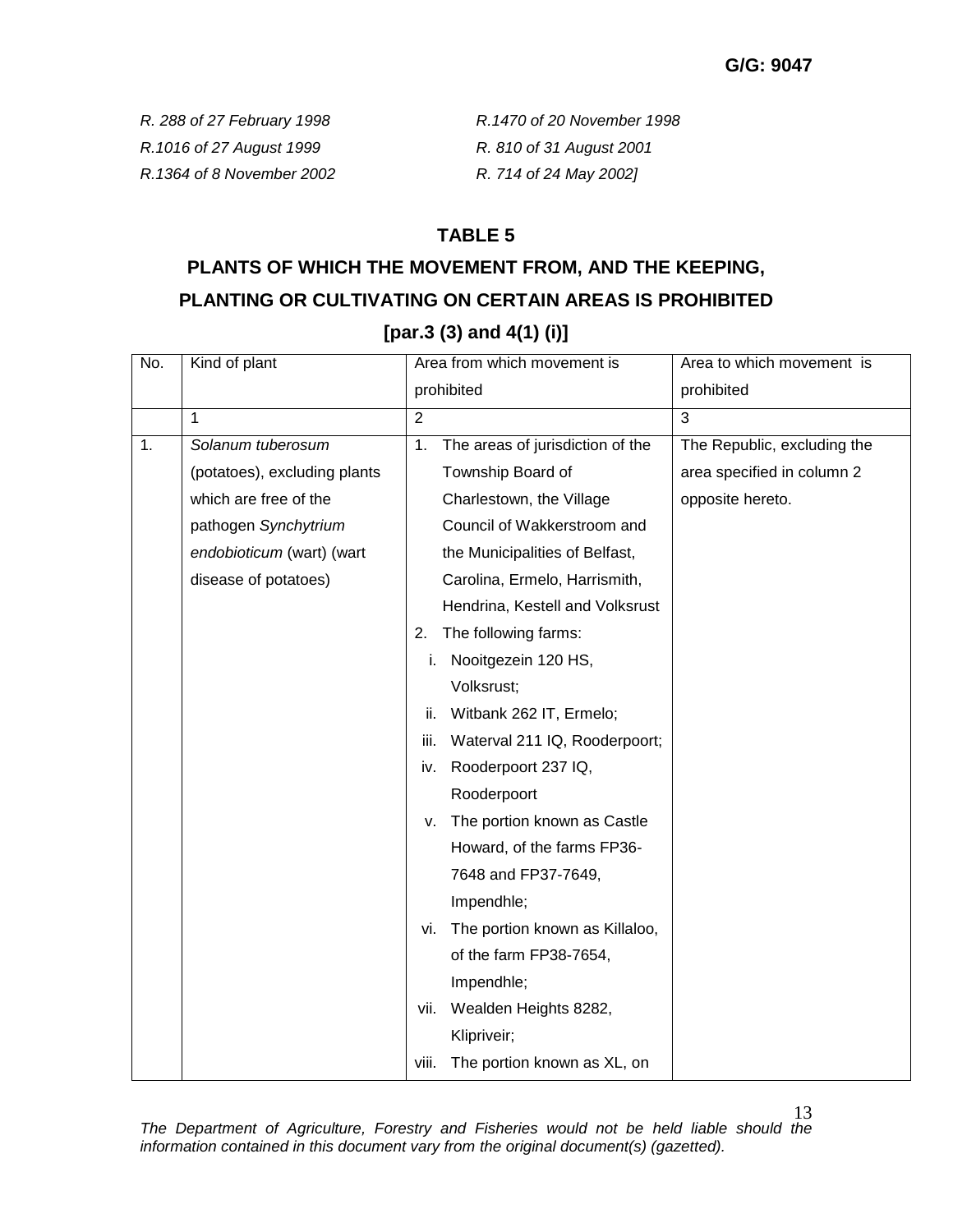**G/G: 9047**

*R. 288 of 27 February 1998* *R.1470 of 20 November 1998*
*R.1016 of 27 August 1999* *R. 810 of 31 August 2001*
*R.1364 of 8 November 2002* *R. 714 of 24 May 2002]*

## TABLE 5

## PLANTS OF WHICH THE MOVEMENT FROM, AND THE KEEPING, PLANTING OR CULTIVATING ON CERTAIN AREAS IS PROHIBITED

## [par.3 (3) and 4(1) (i)]

| No. | Kind of plant | Area from which movement is prohibited | Area to which movement is prohibited |
|---|---|---|---|
| | 1 | 2 | 3 |
| 1. | *Solanum tuberosum* (potatoes), excluding plants which are free of the pathogen *Synchytrium endobioticum* (wart) (wart disease of potatoes) | 1. The areas of jurisdiction of the Township Board of Charlestown, the Village Council of Wakkerstroom and the Municipalities of Belfast, Carolina, Ermelo, Harrismith, Hendrina, Kestell and Volksrust<br>2. The following farms:<br>i. Nooitgezein 120 HS, Volksrust;<br>ii. Witbank 262 IT, Ermelo;<br>iii. Waterval 211 IQ, Rooderpoort;<br>iv. Rooderpoort 237 IQ, Rooderpoort<br>v. The portion known as Castle Howard, of the farms FP36-7648 and FP37-7649, Impendhle;<br>vi. The portion known as Killaloo, of the farm FP38-7654, Impendhle;<br>vii. Wealden Heights 8282, Klipriveir;<br>viii. The portion known as XL, on | The Republic, excluding the area specified in column 2 opposite hereto. |

*The Department of Agriculture, Forestry and Fisheries would not be held liable should the information contained in this document vary from the original document(s) (gazetted).*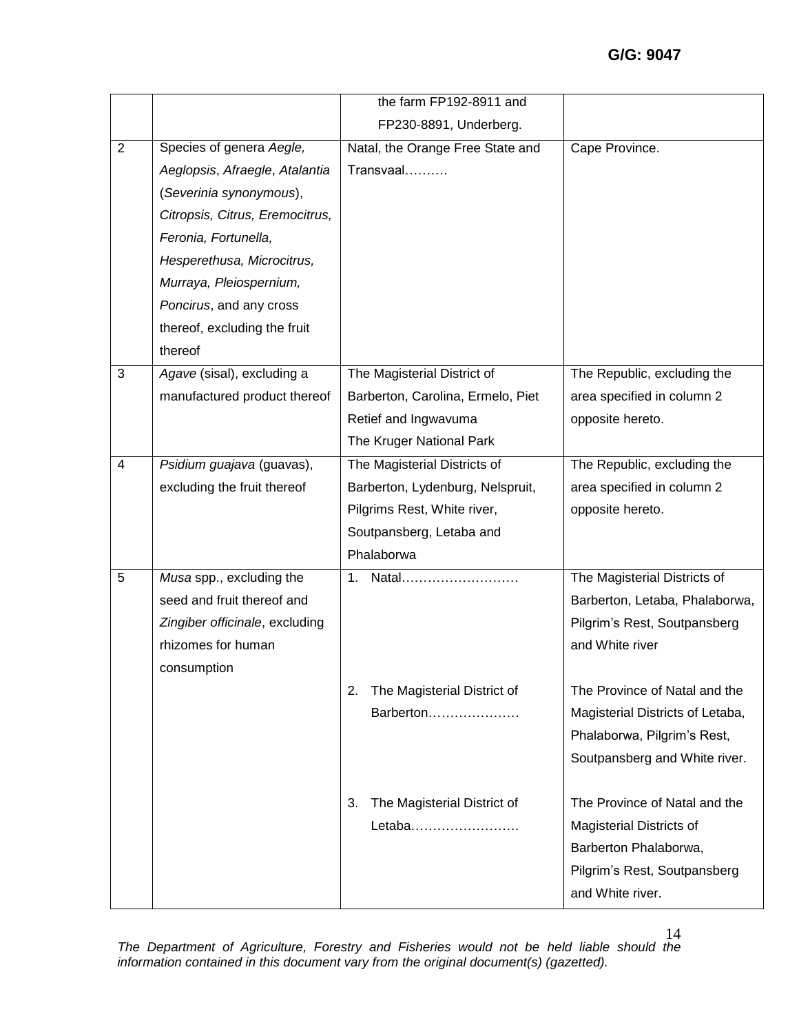| | | | |
|---|---|---|---|
| | | the farm FP192-8911 and FP230-8891, Underberg. | |
| 2 | Species of genera *Aegle, Aeglopsis*, *Afraegle*, *Atalantia* (*Severinia synonymous*), *Citropsis, Citrus, Eremocitrus, Feronia, Fortunella, Hesperethusa, Microcitrus, Murraya, Pleiospernium, Poncirus*, and any cross thereof, excluding the fruit thereof | Natal, the Orange Free State and Transvaal………. | Cape Province. |
| 3 | *Agave* (sisal), excluding a manufactured product thereof | The Magisterial District of Barberton, Carolina, Ermelo, Piet Retief and Ingwavuma<br>The Kruger National Park | The Republic, excluding the area specified in column 2 opposite hereto. |
| 4 | *Psidium guajava* (guavas), excluding the fruit thereof | The Magisterial Districts of Barberton, Lydenburg, Nelspruit, Pilgrims Rest, White river, Soutpansberg, Letaba and Phalaborwa | The Republic, excluding the area specified in column 2 opposite hereto. |
| 5 | *Musa* spp., excluding the seed and fruit thereof and *Zingiber officinale*, excluding rhizomes for human consumption | 1. Natal……………………… | The Magisterial Districts of Barberton, Letaba, Phalaborwa, Pilgrim's Rest, Soutpansberg and White river |
| | | 2. The Magisterial District of Barberton………………… | The Province of Natal and the Magisterial Districts of Letaba, Phalaborwa, Pilgrim's Rest, Soutpansberg and White river. |
| | | 3. The Magisterial District of Letaba…………………… | The Province of Natal and the Magisterial Districts of Barberton Phalaborwa, Pilgrim's Rest, Soutpansberg and White river. |

*The Department of Agriculture, Forestry and Fisheries would not be held liable should the information contained in this document vary from the original document(s) (gazetted).*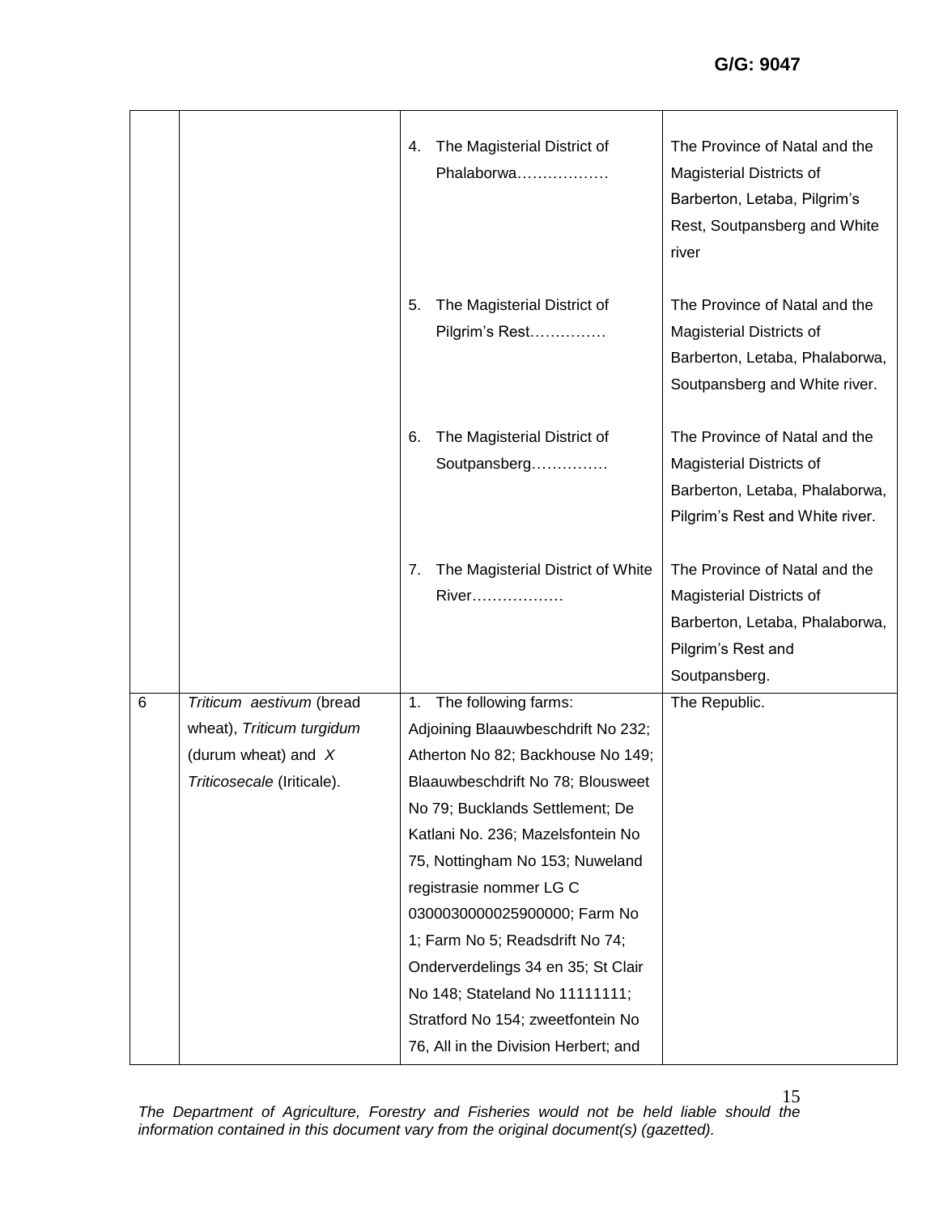| | | | |
|---|---|---|---|
| | | 4. The Magisterial District of Phalaborwa……………… | The Province of Natal and the Magisterial Districts of Barberton, Letaba, Pilgrim's Rest, Soutpansberg and White river |
| | | 5. The Magisterial District of Pilgrim's Rest…………… | The Province of Natal and the Magisterial Districts of Barberton, Letaba, Phalaborwa, Soutpansberg and White river. |
| | | 6. The Magisterial District of Soutpansberg…………… | The Province of Natal and the Magisterial Districts of Barberton, Letaba, Phalaborwa, Pilgrim's Rest and White river. |
| | | 7. The Magisterial District of White River……………… | The Province of Natal and the Magisterial Districts of Barberton, Letaba, Phalaborwa, Pilgrim's Rest and Soutpansberg. |
| 6 | *Triticum aestivum* (bread wheat), *Triticum turgidum* (durum wheat) and *X Triticosecale* (Iriticale). | 1. The following farms: Adjoining Blaauwbeschdrift No 232; Atherton No 82; Backhouse No 149; Blaauwbeschdrift No 78; Blousweet No 79; Bucklands Settlement; De Katlani No. 236; Mazelsfontein No 75, Nottingham No 153; Nuweland registrasie nommer LG C 0300030000025900000; Farm No 1; Farm No 5; Readsdrift No 74; Onderverdelings 34 en 35; St Clair No 148; Stateland No 11111111; Stratford No 154; zweetfontein No 76, All in the Division Herbert; and | The Republic. |

*The Department of Agriculture, Forestry and Fisheries would not be held liable should the information contained in this document vary from the original document(s) (gazetted).*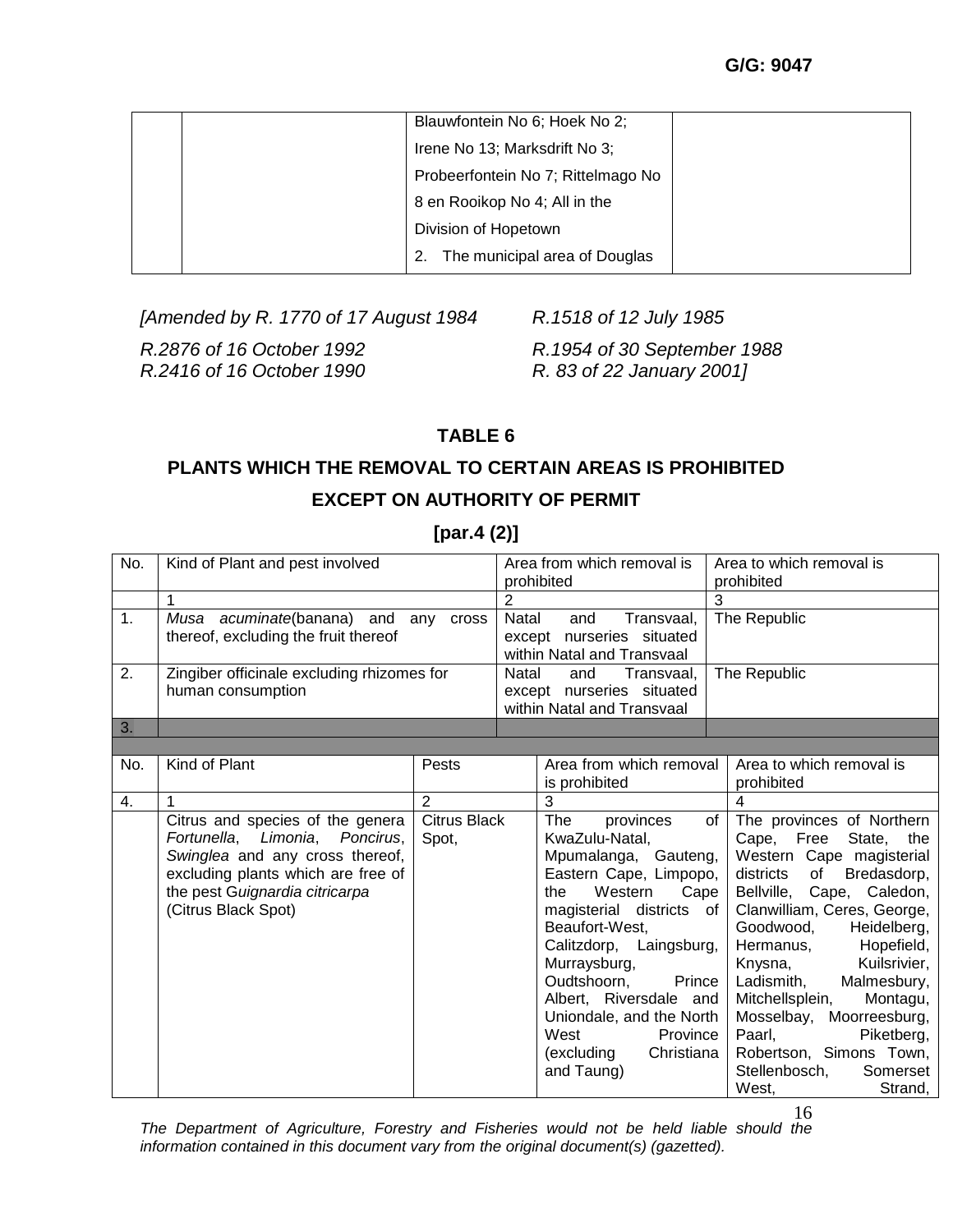| | | Blauwfontein No 6; Hoek No 2; Irene No 13; Marksdrift No 3; Probeerfontein No 7; Rittelmago No 8 en Rooikop No 4; All in the Division of Hopetown<br>2. The municipal area of Douglas | |
|---|---|---|---|

*[Amended by R. 1770 of 17 August 1984 R.1518 of 12 July 1985*
*R.2876 of 16 October 1992 R.1954 of 30 September 1988*
*R.2416 of 16 October 1990 R. 83 of 22 January 2001]*

## TABLE 6

## PLANTS WHICH THE REMOVAL TO CERTAIN AREAS IS PROHIBITED EXCEPT ON AUTHORITY OF PERMIT

## [par.4 (2)]

| No. | Kind of Plant and pest involved | Area from which removal is prohibited | Area to which removal is prohibited |
|---|---|---|---|
| | 1 | 2 | 3 |
| 1. | *Musa acuminate*(banana) and any cross thereof, excluding the fruit thereof | Natal and Transvaal, except nurseries situated within Natal and Transvaal | The Republic |
| 2. | Zingiber officinale excluding rhizomes for human consumption | Natal and Transvaal, except nurseries situated within Natal and Transvaal | The Republic |
| 3. | | | |

| No. | Kind of Plant | Pests | Area from which removal is prohibited | Area to which removal is prohibited |
|---|---|---|---|---|
| 4. | 1 | 2 | 3 | 4 |
| | Citrus and species of the genera *Fortunella*, *Limonia*, *Poncirus*, *Swinglea* and any cross thereof, excluding plants which are free of the pest G*uignardia citricarpa* (Citrus Black Spot) | Citrus Black Spot, | The provinces of KwaZulu-Natal, Mpumalanga, Gauteng, Eastern Cape, Limpopo, the Western Cape magisterial districts of Beaufort-West, Calitzdorp, Laingsburg, Murraysburg, Oudtshoorn, Prince Albert, Riversdale and Uniondale, and the North West Province (excluding Christiana and Taung) | The provinces of Northern Cape, Free State, the Western Cape magisterial districts of Bredasdorp, Bellville, Cape, Caledon, Clanwilliam, Ceres, George, Goodwood, Heidelberg, Hermanus, Hopefield, Knysna, Kuilsrivier, Ladismith, Malmesbury, Mitchellsplein, Montagu, Mosselbay, Moorreesburg, Paarl, Piketberg, Robertson, Simons Town, Stellenbosch, Somerset West, Strand, |

*The Department of Agriculture, Forestry and Fisheries would not be held liable should the information contained in this document vary from the original document(s) (gazetted).*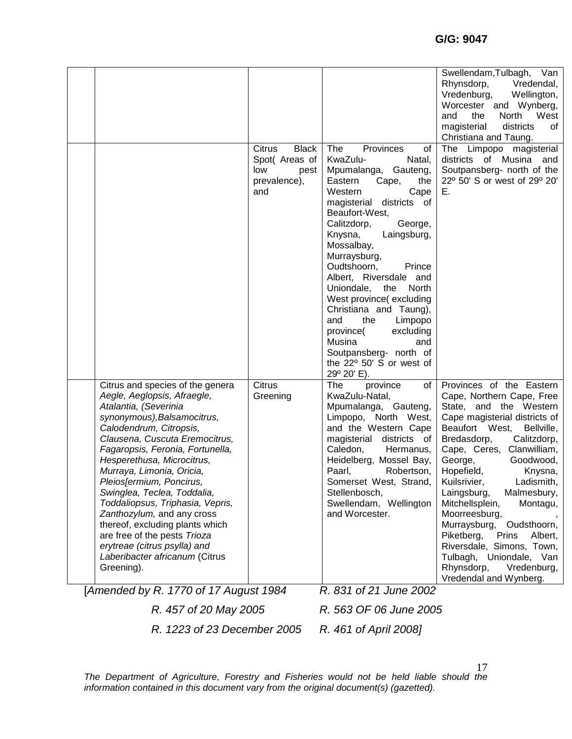| | | | | |
|---|---|---|---|---|
| | | | | Swellendam,Tulbagh, Van Rhynsdorp, Vredendal, Vredenburg, Wellington, Worcester and Wynberg, and the North West magisterial districts of Christiana and Taung. |
| | | Citrus Black Spot( Areas of low pest prevalence), and | The Provinces of KwaZulu- Natal, Mpumalanga, Gauteng, Eastern Cape, the Western Cape magisterial districts of Beaufort-West, Calitzdorp, George, Knysna, Laingsburg, Mossalbay, Murraysburg, Oudtshoorn, Prince Albert, Riversdale and Uniondale, the North West province( excluding Christiana and Taung), and the Limpopo province( excluding Musina and Soutpansberg- north of the 22º 50' S or west of 29º 20' E). | The Limpopo magisterial districts of Musina and Soutpansberg- north of the 22º 50' S or west of 29º 20' E. |
| | Citrus and species of the genera *Aegle, Aeglopsis, Afraegle, Atalantia, (Severinia synonymous),Balsamocitrus, Calodendrum, Citropsis, Clausena, Cuscuta Eremocitrus, Fagaropsis, Feronia, Fortunella, Hesperethusa, Microcitrus, Murraya, Limonia, Oricia, Pleios[ermium, Poncirus, Swinglea, Teclea, Toddalia, Toddaliopsus, Triphasia, Vepris, Zanthozylum,* and any cross thereof, excluding plants which are free of the pests *Trioza erytreae (citrus psylla) and Laberibacter africanum* (Citrus Greening). | Citrus Greening | The province of KwaZulu-Natal, Mpumalanga, Gauteng, Limpopo, North West, and the Western Cape magisterial districts of Caledon, Hermanus, Heidelberg, Mossel Bay, Paarl, Robertson, Somerset West, Strand, Stellenbosch, Swellendam, Wellington and Worcester. | Provinces of the Eastern Cape, Northern Cape, Free State, and the Western Cape magisterial districts of Beaufort West, Bellville, Bredasdorp, Calitzdorp, Cape, Ceres, Clanwilliam, George, Goodwood, Hopefield, Knysna, Kuilsrivier, Ladismith, Laingsburg, Malmesbury, Mitchellsplein, Montagu, Moorreesburg, , Murraysburg, Oudsthoorn, Piketberg, Prins Albert, Riversdale, Simons, Town, Tulbagh, Uniondale, Van Rhynsdorp, Vredenburg, Vredendal and Wynberg. |

*[Amended by R. 1770 of 17 August 1984 R. 831 of 21 June 2002*
*R. 457 of 20 May 2005 R. 563 OF 06 June 2005*
*R. 1223 of 23 December 2005 R. 461 of April 2008]*

*The Department of Agriculture, Forestry and Fisheries would not be held liable should the information contained in this document vary from the original document(s) (gazetted).*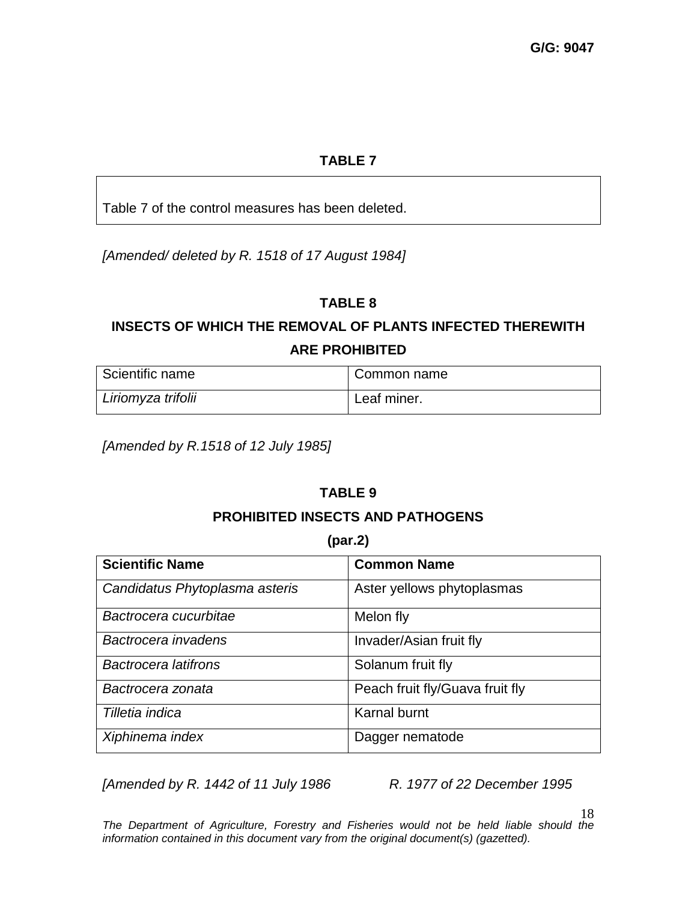## TABLE 7

Table 7 of the control measures has been deleted.

*[Amended/ deleted by R. 1518 of 17 August 1984]*

## TABLE 8

### INSECTS OF WHICH THE REMOVAL OF PLANTS INFECTED THEREWITH ARE PROHIBITED

| Scientific name | Common name |
| --- | --- |
| *Liriomyza trifolii* | Leaf miner. |

*[Amended by R.1518 of 12 July 1985]*

## TABLE 9

### PROHIBITED INSECTS AND PATHOGENS

**(par.2)**

| **Scientific Name** | **Common Name** |
| --- | --- |
| *Candidatus Phytoplasma asteris* | Aster yellows phytoplasmas |
| *Bactrocera cucurbitae* | Melon fly |
| *Bactrocera invadens* | Invader/Asian fruit fly |
| *Bactrocera latifrons* | Solanum fruit fly |
| *Bactrocera zonata* | Peach fruit fly/Guava fruit fly |
| *Tilletia indica* | Karnal burnt |
| *Xiphinema index* | Dagger nematode |

*[Amended by R. 1442 of 11 July 1986 R. 1977 of 22 December 1995*

*The Department of Agriculture, Forestry and Fisheries would not be held liable should the information contained in this document vary from the original document(s) (gazetted).*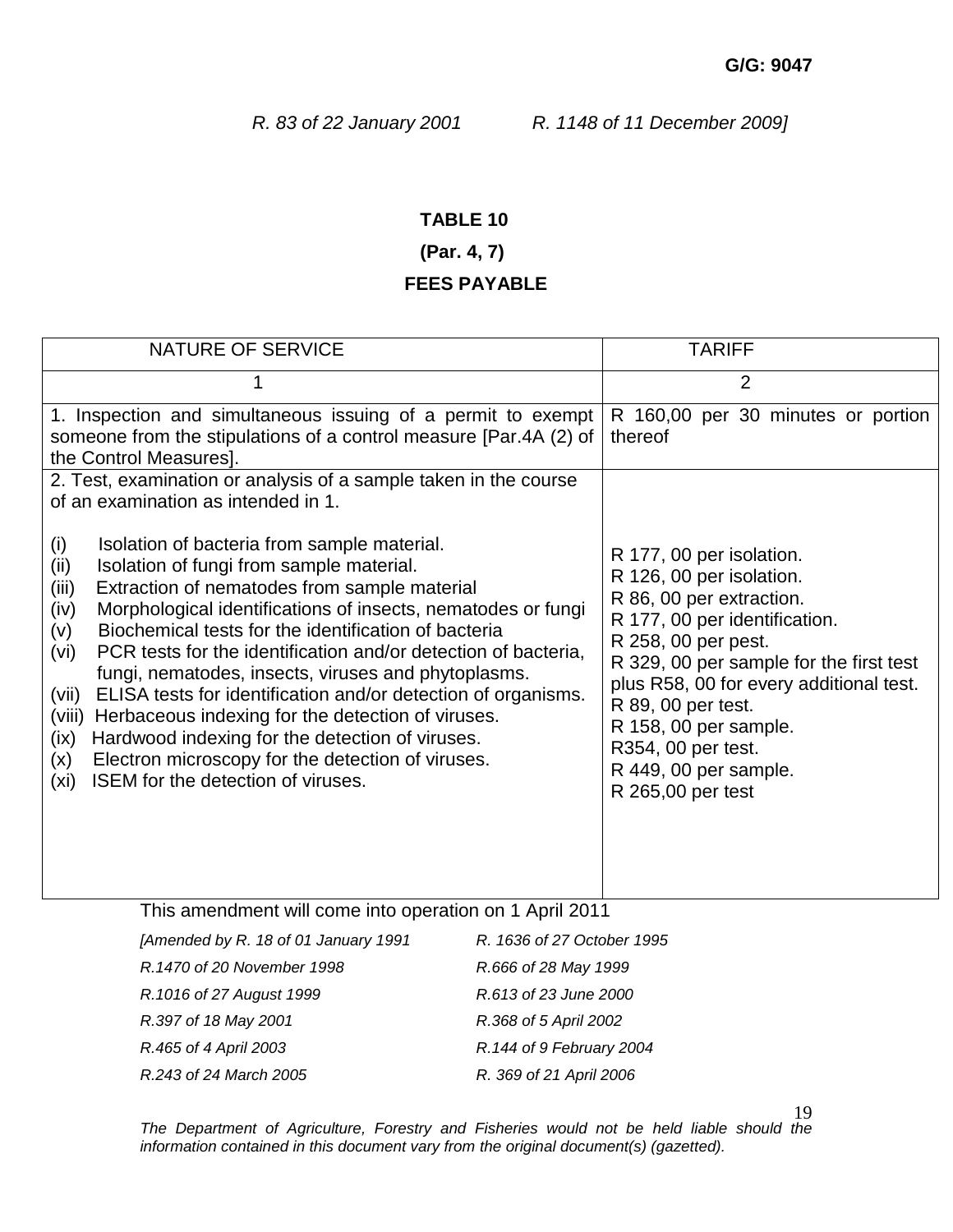*R. 83 of 22 January 2001 R. 1148 of 11 December 2009]*

**TABLE 10**

**(Par. 4, 7)**

**FEES PAYABLE**

| NATURE OF SERVICE | TARIFF |
|---|---|
| 1 | 2 |
| 1. Inspection and simultaneous issuing of a permit to exempt someone from the stipulations of a control measure [Par.4A (2) of the Control Measures]. | R 160,00 per 30 minutes or portion thereof |
| 2. Test, examination or analysis of a sample taken in the course of an examination as intended in 1.<br><br>(i) Isolation of bacteria from sample material.<br>(ii) Isolation of fungi from sample material.<br>(iii) Extraction of nematodes from sample material<br>(iv) Morphological identifications of insects, nematodes or fungi<br>(v) Biochemical tests for the identification of bacteria<br>(vi) PCR tests for the identification and/or detection of bacteria, fungi, nematodes, insects, viruses and phytoplasms.<br>(vii) ELISA tests for identification and/or detection of organisms.<br>(viii) Herbaceous indexing for the detection of viruses.<br>(ix) Hardwood indexing for the detection of viruses.<br>(x) Electron microscopy for the detection of viruses.<br>(xi) ISEM for the detection of viruses. | <br><br><br>R 177, 00 per isolation.<br>R 126, 00 per isolation.<br>R 86, 00 per extraction.<br>R 177, 00 per identification.<br>R 258, 00 per pest.<br>R 329, 00 per sample for the first test plus R58, 00 for every additional test.<br>R 89, 00 per test.<br>R 158, 00 per sample.<br>R354, 00 per test.<br>R 449, 00 per sample.<br>R 265,00 per test |

This amendment will come into operation on 1 April 2011

*[Amended by R. 18 of 01 January 1991 R. 1636 of 27 October 1995*
*R.1470 of 20 November 1998 R.666 of 28 May 1999*
*R.1016 of 27 August 1999 R.613 of 23 June 2000*
*R.397 of 18 May 2001 R.368 of 5 April 2002*
*R.465 of 4 April 2003 R.144 of 9 February 2004*
*R.243 of 24 March 2005 R. 369 of 21 April 2006*

*The Department of Agriculture, Forestry and Fisheries would not be held liable should the information contained in this document vary from the original document(s) (gazetted).*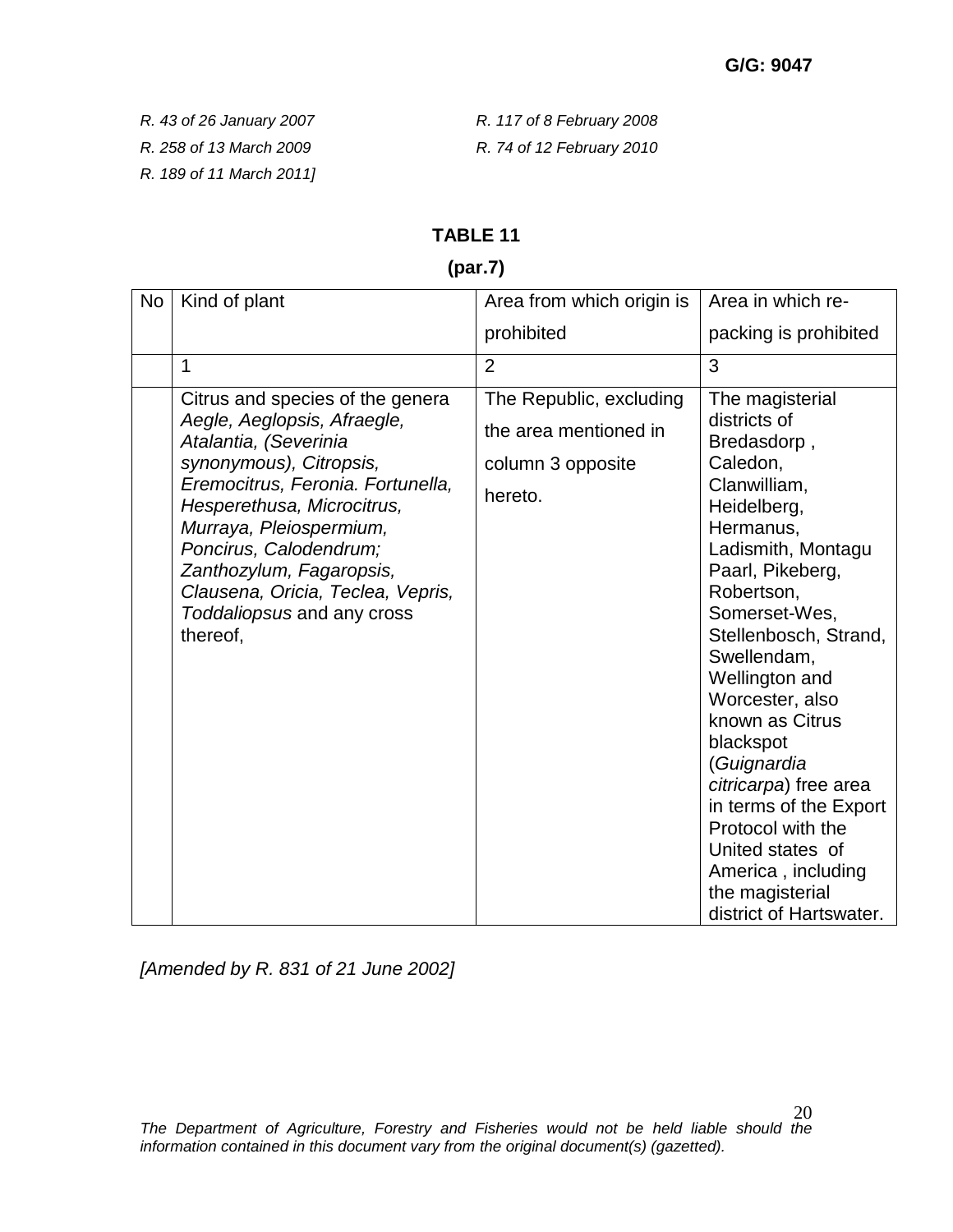*R. 43 of 26 January 2007*

*R. 117 of 8 February 2008*

*R. 258 of 13 March 2009*

*R. 74 of 12 February 2010*

*R. 189 of 11 March 2011]*

**TABLE 11**

**(par.7)**

| No | Kind of plant | Area from which origin is prohibited | Area in which re-packing is prohibited |
|---|---|---|---|
| | 1 | 2 | 3 |
| | Citrus and species of the genera *Aegle, Aeglopsis, Afraegle, Atalantia, (Severinia synonymous), Citropsis, Eremocitrus, Feronia. Fortunella, Hesperethusa, Microcitrus, Murraya, Pleiospermium, Poncirus, Calodendrum; Zanthozylum, Fagaropsis, Clausena, Oricia, Teclea, Vepris, Toddaliopsus* and any cross thereof, | The Republic, excluding the area mentioned in column 3 opposite hereto. | The magisterial districts of Bredasdorp , Caledon, Clanwilliam, Heidelberg, Hermanus, Ladismith, Montagu Paarl, Pikeberg, Robertson, Somerset-Wes, Stellenbosch, Strand, Swellendam, Wellington and Worcester, also known as Citrus blackspot (*Guignardia citricarpa*) free area in terms of the Export Protocol with the United states of America , including the magisterial district of Hartswater. |

*[Amended by R. 831 of 21 June 2002]*

*The Department of Agriculture, Forestry and Fisheries would not be held liable should the information contained in this document vary from the original document(s) (gazetted).*